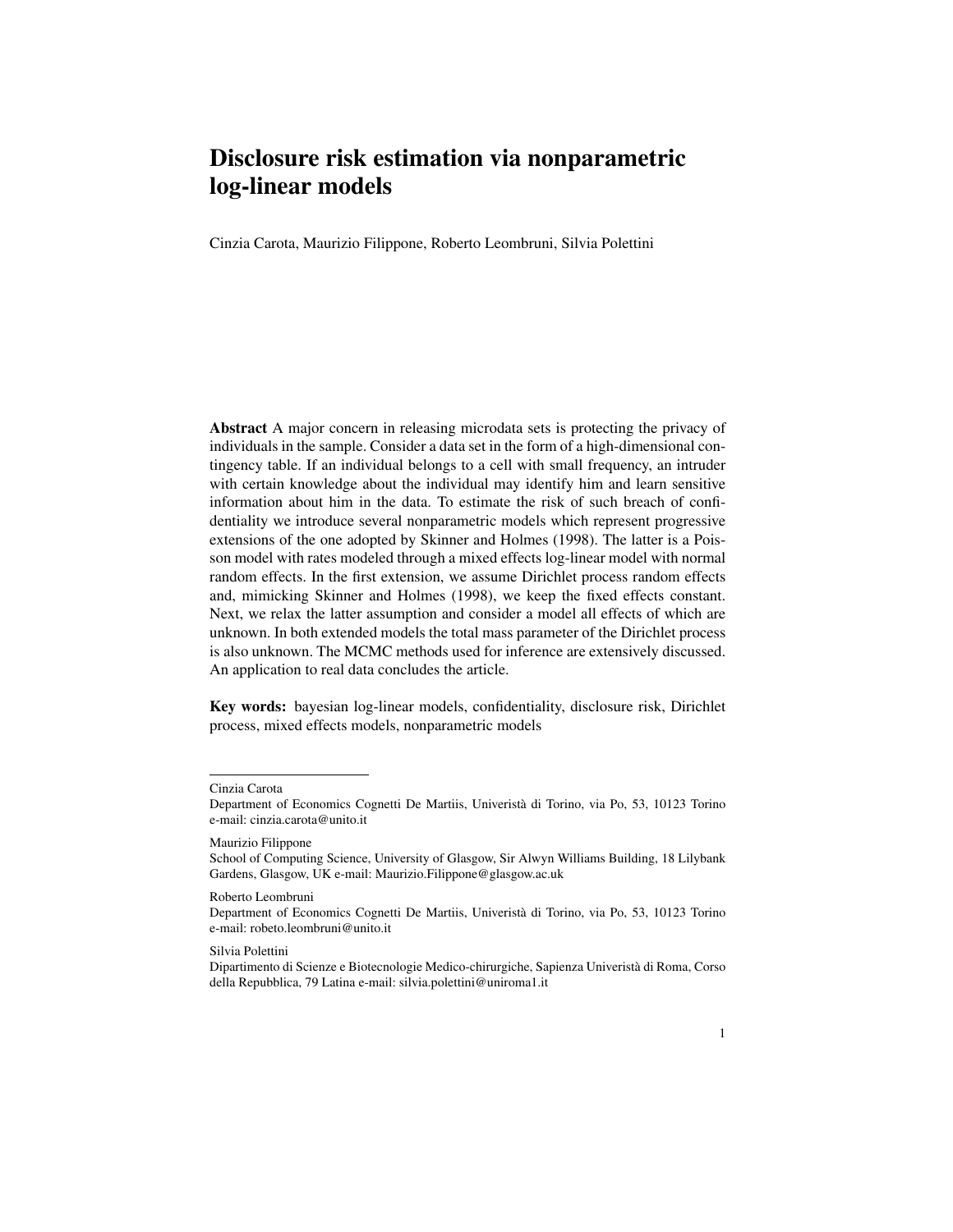# Disclosure risk estimation via nonparametric log-linear models

Cinzia Carota, Maurizio Filippone, Roberto Leombruni, Silvia Polettini

**Abstract** A major concern in releasing microdata sets is protecting the privacy of individuals in the sample. Consider a data set in the form of a high-dimensional contingency table. If an individual belongs to a cell with small frequency, an intruder with certain knowledge about the individual may identify him and learn sensitive information about him in the data. To estimate the risk of such breach of confidentiality we introduce several nonparametric models which represent progressive extensions of the one adopted by Skinner and Holmes (1998). The latter is a Poisson model with rates modeled through a mixed effects log-linear model with normal random effects. In the first extension, we assume Dirichlet process random effects and, mimicking Skinner and Holmes (1998), we keep the fixed effects constant. Next, we relax the latter assumption and consider a model all effects of which are unknown. In both extended models the total mass parameter of the Dirichlet process is also unknown. The MCMC methods used for inference are extensively discussed. An application to real data concludes the article.

**Key words:** bayesian log-linear models, confidentiality, disclosure risk, Dirichlet process, mixed effects models, nonparametric models

---

Cinzia Carota
Department of Economics Cognetti De Martiis, Univeristà di Torino, via Po, 53, 10123 Torino e-mail: cinzia.carota@unito.it

Maurizio Filippone
School of Computing Science, University of Glasgow, Sir Alwyn Williams Building, 18 Lilybank Gardens, Glasgow, UK e-mail: Maurizio.Filippone@glasgow.ac.uk

Roberto Leombruni
Department of Economics Cognetti De Martiis, Univeristà di Torino, via Po, 53, 10123 Torino e-mail: robeto.leombruni@unito.it

Silvia Polettini
Dipartimento di Scienze e Biotecnologie Medico-chirurgiche, Sapienza Univeristà di Roma, Corso della Repubblica, 79 Latina e-mail: silvia.polettini@uniroma1.it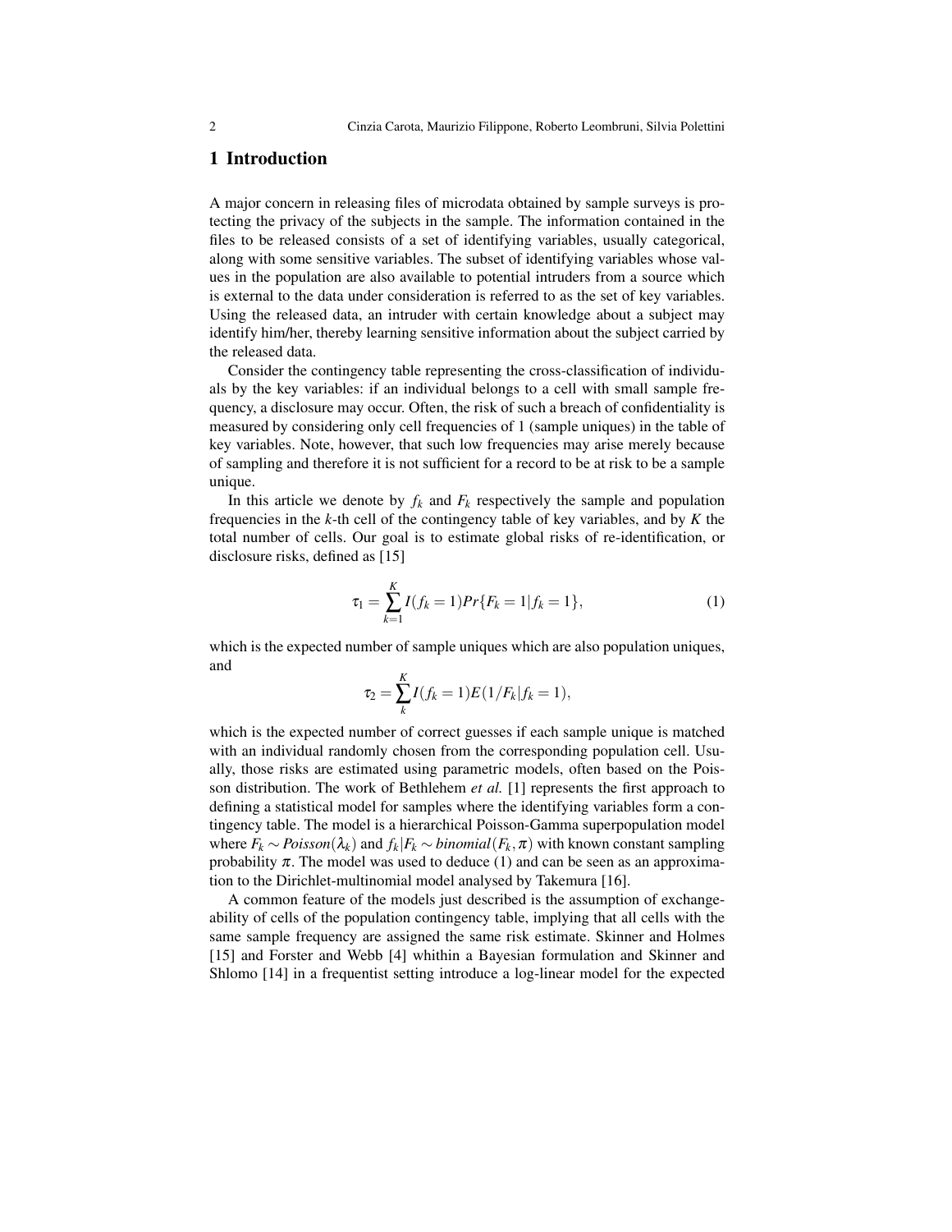## 1 Introduction

A major concern in releasing files of microdata obtained by sample surveys is protecting the privacy of the subjects in the sample. The information contained in the files to be released consists of a set of identifying variables, usually categorical, along with some sensitive variables. The subset of identifying variables whose values in the population are also available to potential intruders from a source which is external to the data under consideration is referred to as the set of key variables. Using the released data, an intruder with certain knowledge about a subject may identify him/her, thereby learning sensitive information about the subject carried by the released data.

Consider the contingency table representing the cross-classification of individuals by the key variables: if an individual belongs to a cell with small sample frequency, a disclosure may occur. Often, the risk of such a breach of confidentiality is measured by considering only cell frequencies of 1 (sample uniques) in the table of key variables. Note, however, that such low frequencies may arise merely because of sampling and therefore it is not sufficient for a record to be at risk to be a sample unique.

In this article we denote by $f_k$ and $F_k$ respectively the sample and population frequencies in the $k$-th cell of the contingency table of key variables, and by $K$ the total number of cells. Our goal is to estimate global risks of re-identification, or disclosure risks, defined as [15]

$$\tau_1 = \sum_{k=1}^{K} I(f_k = 1) Pr\{F_k = 1 | f_k = 1\}, \tag{1}$$

which is the expected number of sample uniques which are also population uniques, and

$$\tau_2 = \sum_{k}^{K} I(f_k = 1) E(1/F_k | f_k = 1),$$

which is the expected number of correct guesses if each sample unique is matched with an individual randomly chosen from the corresponding population cell. Usually, those risks are estimated using parametric models, often based on the Poisson distribution. The work of Bethlehem *et al.* [1] represents the first approach to defining a statistical model for samples where the identifying variables form a contingency table. The model is a hierarchical Poisson-Gamma superpopulation model where $F_k \sim Poisson(\lambda_k)$ and $f_k | F_k \sim binomial(F_k, \pi)$ with known constant sampling probability $\pi$. The model was used to deduce (1) and can be seen as an approximation to the Dirichlet-multinomial model analysed by Takemura [16].

A common feature of the models just described is the assumption of exchangeability of cells of the population contingency table, implying that all cells with the same sample frequency are assigned the same risk estimate. Skinner and Holmes [15] and Forster and Webb [4] whithin a Bayesian formulation and Skinner and Shlomo [14] in a frequentist setting introduce a log-linear model for the expected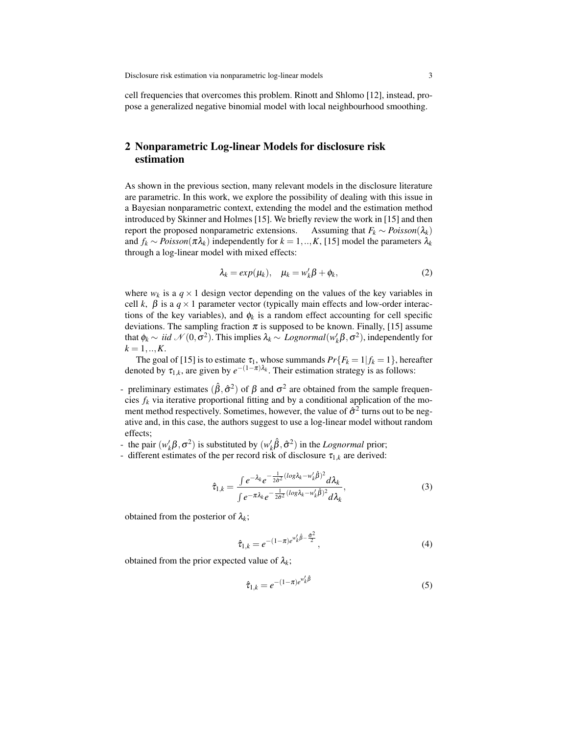cell frequencies that overcomes this problem. Rinott and Shlomo [12], instead, propose a generalized negative binomial model with local neighbourhood smoothing.

## 2 Nonparametric Log-linear Models for disclosure risk estimation

As shown in the previous section, many relevant models in the disclosure literature are parametric. In this work, we explore the possibility of dealing with this issue in a Bayesian nonparametric context, extending the model and the estimation method introduced by Skinner and Holmes [15]. We briefly review the work in [15] and then report the proposed nonparametric extensions. Assuming that $F_k \sim Poisson(\lambda_k)$ and $f_k \sim Poisson(\pi\lambda_k)$ independently for $k = 1,..,K$, [15] model the parameters $\lambda_k$ through a log-linear model with mixed effects:

$$\lambda_k = exp(\mu_k), \quad \mu_k = w_k'\beta + \phi_k, \tag{2}$$

where $w_k$ is a $q \times 1$ design vector depending on the values of the key variables in cell $k$, $\beta$ is a $q \times 1$ parameter vector (typically main effects and low-order interactions of the key variables), and $\phi_k$ is a random effect accounting for cell specific deviations. The sampling fraction $\pi$ is supposed to be known. Finally, [15] assume that $\phi_k \sim iid\ \mathcal{N}(0,\sigma^2)$. This implies $\lambda_k \sim Lognormal(w_k'\beta, \sigma^2)$, independently for $k = 1,..,K$.

The goal of [15] is to estimate $\tau_1$, whose summands $Pr\{F_k = 1 | f_k = 1\}$, hereafter denoted by $\tau_{1,k}$, are given by $e^{-(1-\pi)\lambda_k}$. Their estimation strategy is as follows:

- preliminary estimates $(\hat{\beta}, \hat{\sigma}^2)$ of $\beta$ and $\sigma^2$ are obtained from the sample frequencies $f_k$ via iterative proportional fitting and by a conditional application of the moment method respectively. Sometimes, however, the value of $\hat{\sigma}^2$ turns out to be negative and, in this case, the authors suggest to use a log-linear model without random effects;
- the pair $(w_k'\beta, \sigma^2)$ is substituted by $(w_k'\hat{\beta}, \hat{\sigma}^2)$ in the *Lognormal* prior;
- different estimates of the per record risk of disclosure $\tau_{1,k}$ are derived:

$$\hat{\tau}_{1,k} = \frac{\int e^{-\lambda_k} e^{-\frac{1}{2\hat{\sigma}^2}(log\lambda_k - w_k'\hat{\beta})^2} d\lambda_k}{\int e^{-\pi\lambda_k} e^{-\frac{1}{2\hat{\sigma}^2}(log\lambda_k - w_k'\hat{\beta})^2} d\lambda_k}, \tag{3}$$

obtained from the posterior of $\lambda_k$;

$$\hat{\tau}_{1,k} = e^{-(1-\pi)e^{w_k'\hat{\beta} - \frac{\hat{\sigma}^2}{2}}}, \tag{4}$$

obtained from the prior expected value of $\lambda_k$;

$$\hat{\tau}_{1,k} = e^{-(1-\pi)e^{w_k'\hat{\beta}}} \tag{5}$$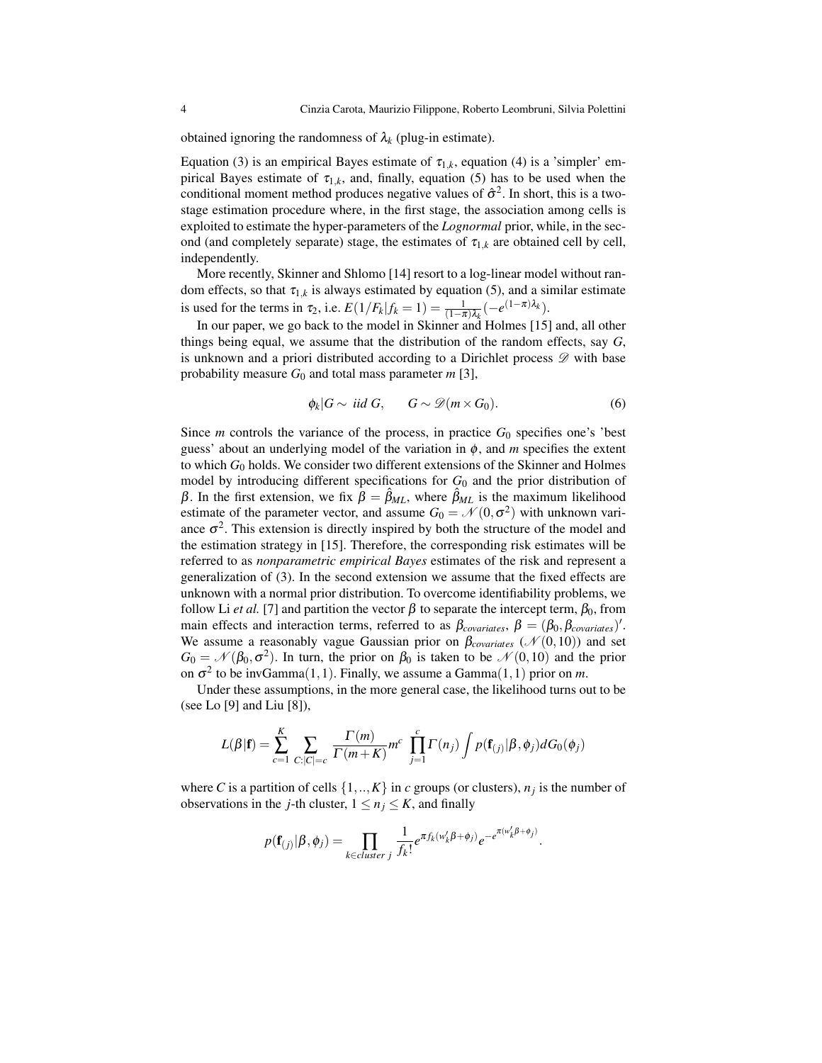obtained ignoring the randomness of $\lambda_k$ (plug-in estimate).

Equation (3) is an empirical Bayes estimate of $\tau_{1,k}$, equation (4) is a 'simpler' empirical Bayes estimate of $\tau_{1,k}$, and, finally, equation (5) has to be used when the conditional moment method produces negative values of $\hat{\sigma}^2$. In short, this is a two-stage estimation procedure where, in the first stage, the association among cells is exploited to estimate the hyper-parameters of the *Lognormal* prior, while, in the second (and completely separate) stage, the estimates of $\tau_{1,k}$ are obtained cell by cell, independently.

More recently, Skinner and Shlomo [14] resort to a log-linear model without random effects, so that $\tau_{1,k}$ is always estimated by equation (5), and a similar estimate is used for the terms in $\tau_2$, i.e. $E(1/F_k|f_k = 1) = \frac{1}{(1-\pi)\lambda_k}(-e^{(1-\pi)\lambda_k})$.

In our paper, we go back to the model in Skinner and Holmes [15] and, all other things being equal, we assume that the distribution of the random effects, say $G$, is unknown and a priori distributed according to a Dirichlet process $\mathscr{D}$ with base probability measure $G_0$ and total mass parameter $m$ [3],

$$\phi_k|G \sim \; iid \; G, \qquad G \sim \mathscr{D}(m \times G_0). \tag{6}$$

Since $m$ controls the variance of the process, in practice $G_0$ specifies one's 'best guess' about an underlying model of the variation in $\phi$, and $m$ specifies the extent to which $G_0$ holds. We consider two different extensions of the Skinner and Holmes model by introducing different specifications for $G_0$ and the prior distribution of $\beta$. In the first extension, we fix $\beta = \hat{\beta}_{ML}$, where $\hat{\beta}_{ML}$ is the maximum likelihood estimate of the parameter vector, and assume $G_0 = \mathscr{N}(0, \sigma^2)$ with unknown variance $\sigma^2$. This extension is directly inspired by both the structure of the model and the estimation strategy in [15]. Therefore, the corresponding risk estimates will be referred to as *nonparametric empirical Bayes* estimates of the risk and represent a generalization of (3). In the second extension we assume that the fixed effects are unknown with a normal prior distribution. To overcome identifiability problems, we follow Li *et al.* [7] and partition the vector $\beta$ to separate the intercept term, $\beta_0$, from main effects and interaction terms, referred to as $\beta_{covariates}$, $\beta = (\beta_0, \beta_{covariates})'$. We assume a reasonably vague Gaussian prior on $\beta_{covariates}$ ($\mathscr{N}(0, 10)$) and set $G_0 = \mathscr{N}(\beta_0, \sigma^2)$. In turn, the prior on $\beta_0$ is taken to be $\mathscr{N}(0, 10)$ and the prior on $\sigma^2$ to be invGamma$(1, 1)$. Finally, we assume a Gamma$(1, 1)$ prior on $m$.

Under these assumptions, in the more general case, the likelihood turns out to be (see Lo [9] and Liu [8]),

$$L(\beta|\mathbf{f}) = \sum_{c=1}^{K} \sum_{C:|C|=c} \frac{\Gamma(m)}{\Gamma(m+K)} m^c \prod_{j=1}^{c} \Gamma(n_j) \int p(\mathbf{f}_{(j)}|\beta, \phi_j) dG_0(\phi_j)$$

where $C$ is a partition of cells $\{1, .., K\}$ in $c$ groups (or clusters), $n_j$ is the number of observations in the $j$-th cluster, $1 \leq n_j \leq K$, and finally

$$p(\mathbf{f}_{(j)}|\beta, \phi_j) = \prod_{k \in cluster\; j} \frac{1}{f_k!} e^{\pi f_k (w_k' \beta + \phi_j)} e^{-e^{\pi (w_k' \beta + \phi_j)}}.$$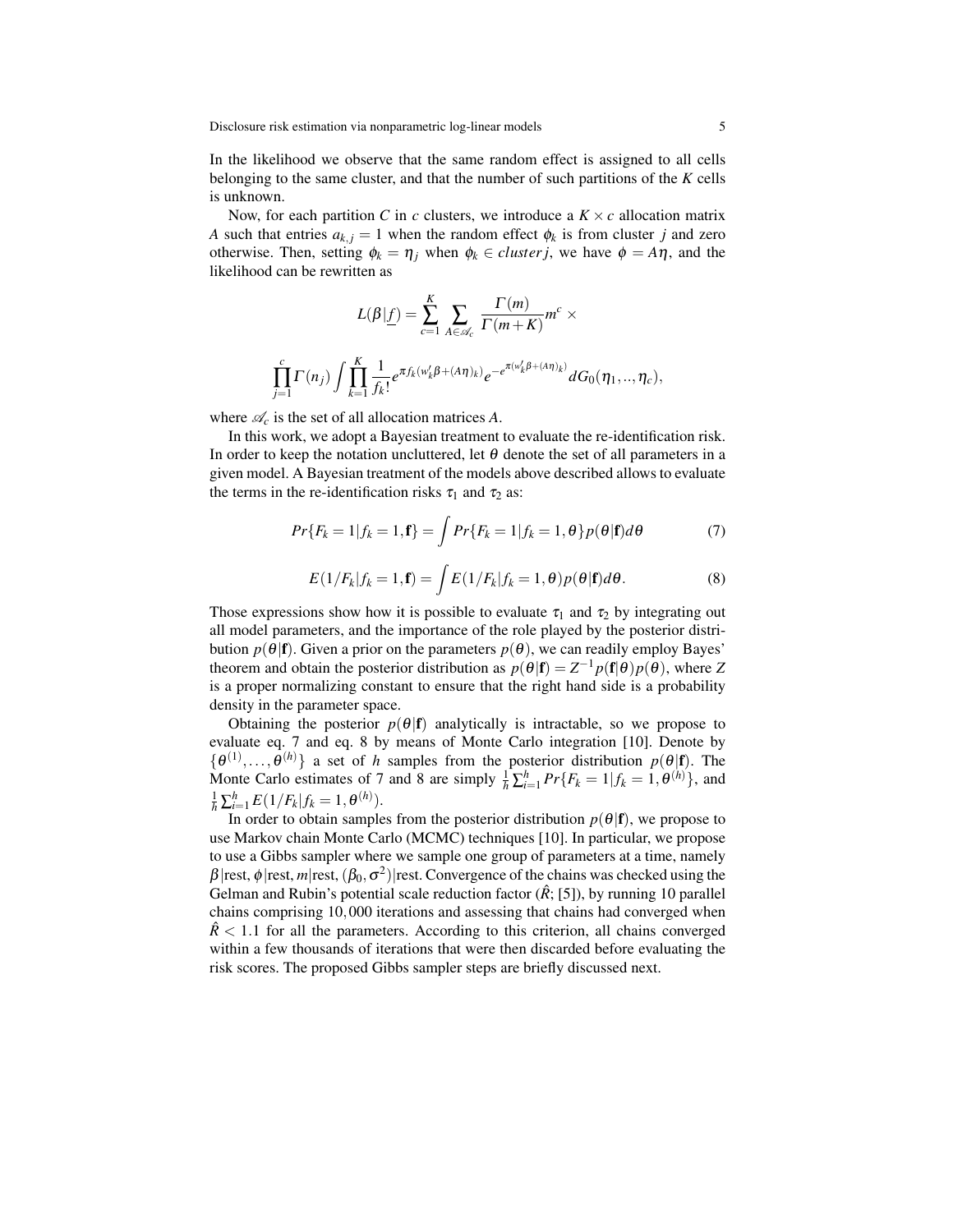In the likelihood we observe that the same random effect is assigned to all cells belonging to the same cluster, and that the number of such partitions of the $K$ cells is unknown.

Now, for each partition $C$ in $c$ clusters, we introduce a $K \times c$ allocation matrix $A$ such that entries $a_{k,j} = 1$ when the random effect $\phi_k$ is from cluster $j$ and zero otherwise. Then, setting $\phi_k = \eta_j$ when $\phi_k \in cluster\, j$, we have $\phi = A\eta$, and the likelihood can be rewritten as

$$L(\beta|\underline{f}) = \sum_{c=1}^{K} \sum_{A \in \mathscr{A}_c} \frac{\Gamma(m)}{\Gamma(m+K)} m^c \times$$

$$\prod_{j=1}^{c} \Gamma(n_j) \int \prod_{k=1}^{K} \frac{1}{f_k!} e^{\pi f_k (w_k' \beta + (A\eta)_k)} e^{-e^{\pi (w_k' \beta + (A\eta)_k)}} dG_0(\eta_1, .., \eta_c),$$

where $\mathscr{A}_c$ is the set of all allocation matrices $A$.

In this work, we adopt a Bayesian treatment to evaluate the re-identification risk. In order to keep the notation uncluttered, let $\theta$ denote the set of all parameters in a given model. A Bayesian treatment of the models above described allows to evaluate the terms in the re-identification risks $\tau_1$ and $\tau_2$ as:

$$Pr\{F_k = 1 | f_k = 1, \mathbf{f}\} = \int Pr\{F_k = 1 | f_k = 1, \theta\} p(\theta|\mathbf{f}) d\theta \tag{7}$$

$$E(1/F_k | f_k = 1, \mathbf{f}) = \int E(1/F_k | f_k = 1, \theta) p(\theta|\mathbf{f}) d\theta. \tag{8}$$

Those expressions show how it is possible to evaluate $\tau_1$ and $\tau_2$ by integrating out all model parameters, and the importance of the role played by the posterior distribution $p(\theta|\mathbf{f})$. Given a prior on the parameters $p(\theta)$, we can readily employ Bayes' theorem and obtain the posterior distribution as $p(\theta|\mathbf{f}) = Z^{-1} p(\mathbf{f}|\theta) p(\theta)$, where $Z$ is a proper normalizing constant to ensure that the right hand side is a probability density in the parameter space.

Obtaining the posterior $p(\theta|\mathbf{f})$ analytically is intractable, so we propose to evaluate eq. 7 and eq. 8 by means of Monte Carlo integration [10]. Denote by $\{\theta^{(1)}, \ldots, \theta^{(h)}\}$ a set of $h$ samples from the posterior distribution $p(\theta|\mathbf{f})$. The Monte Carlo estimates of 7 and 8 are simply $\frac{1}{h} \sum_{i=1}^{h} Pr\{F_k = 1 | f_k = 1, \theta^{(h)}\}$, and $\frac{1}{h} \sum_{i=1}^{h} E(1/F_k | f_k = 1, \theta^{(h)})$.

In order to obtain samples from the posterior distribution $p(\theta|\mathbf{f})$, we propose to use Markov chain Monte Carlo (MCMC) techniques [10]. In particular, we propose to use a Gibbs sampler where we sample one group of parameters at a time, namely $\beta|$rest, $\phi|$rest, $m|$rest, $(\beta_0, \sigma^2)|$rest. Convergence of the chains was checked using the Gelman and Rubin's potential scale reduction factor ($\hat{R}$; [5]), by running 10 parallel chains comprising 10,000 iterations and assessing that chains had converged when $\hat{R} < 1.1$ for all the parameters. According to this criterion, all chains converged within a few thousands of iterations that were then discarded before evaluating the risk scores. The proposed Gibbs sampler steps are briefly discussed next.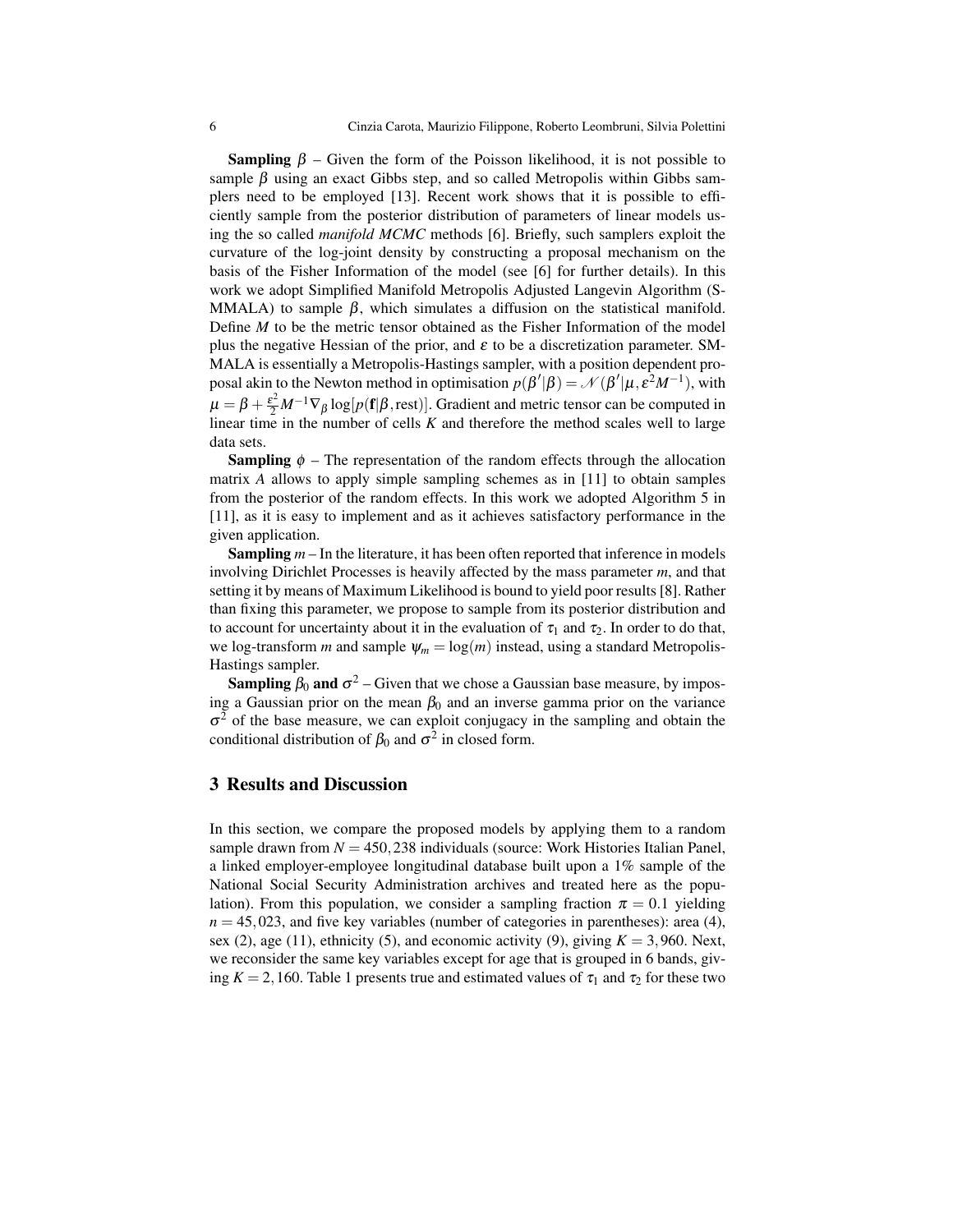**Sampling** $\beta$ – Given the form of the Poisson likelihood, it is not possible to sample $\beta$ using an exact Gibbs step, and so called Metropolis within Gibbs samplers need to be employed [13]. Recent work shows that it is possible to efficiently sample from the posterior distribution of parameters of linear models using the so called *manifold MCMC* methods [6]. Briefly, such samplers exploit the curvature of the log-joint density by constructing a proposal mechanism on the basis of the Fisher Information of the model (see [6] for further details). In this work we adopt Simplified Manifold Metropolis Adjusted Langevin Algorithm (S-MMALA) to sample $\beta$, which simulates a diffusion on the statistical manifold. Define $M$ to be the metric tensor obtained as the Fisher Information of the model plus the negative Hessian of the prior, and $\varepsilon$ to be a discretization parameter. SM-MALA is essentially a Metropolis-Hastings sampler, with a position dependent proposal akin to the Newton method in optimisation $p(\beta'|\beta) = \mathcal{N}(\beta'|\mu, \varepsilon^2 M^{-1})$, with $\mu = \beta + \frac{\varepsilon^2}{2} M^{-1} \nabla_\beta \log[p(\mathbf{f}|\beta, \text{rest})]$. Gradient and metric tensor can be computed in linear time in the number of cells $K$ and therefore the method scales well to large data sets.

**Sampling** $\phi$ – The representation of the random effects through the allocation matrix $A$ allows to apply simple sampling schemes as in [11] to obtain samples from the posterior of the random effects. In this work we adopted Algorithm 5 in [11], as it is easy to implement and as it achieves satisfactory performance in the given application.

**Sampling** $m$ – In the literature, it has been often reported that inference in models involving Dirichlet Processes is heavily affected by the mass parameter $m$, and that setting it by means of Maximum Likelihood is bound to yield poor results [8]. Rather than fixing this parameter, we propose to sample from its posterior distribution and to account for uncertainty about it in the evaluation of $\tau_1$ and $\tau_2$. In order to do that, we log-transform $m$ and sample $\psi_m = \log(m)$ instead, using a standard Metropolis-Hastings sampler.

**Sampling** $\beta_0$ **and** $\sigma^2$ – Given that we chose a Gaussian base measure, by imposing a Gaussian prior on the mean $\beta_0$ and an inverse gamma prior on the variance $\sigma^2$ of the base measure, we can exploit conjugacy in the sampling and obtain the conditional distribution of $\beta_0$ and $\sigma^2$ in closed form.

## 3 Results and Discussion

In this section, we compare the proposed models by applying them to a random sample drawn from $N = 450,238$ individuals (source: Work Histories Italian Panel, a linked employer-employee longitudinal database built upon a 1% sample of the National Social Security Administration archives and treated here as the population). From this population, we consider a sampling fraction $\pi = 0.1$ yielding $n = 45,023$, and five key variables (number of categories in parentheses): area (4), sex (2), age (11), ethnicity (5), and economic activity (9), giving $K = 3,960$. Next, we reconsider the same key variables except for age that is grouped in 6 bands, giving $K = 2,160$. Table 1 presents true and estimated values of $\tau_1$ and $\tau_2$ for these two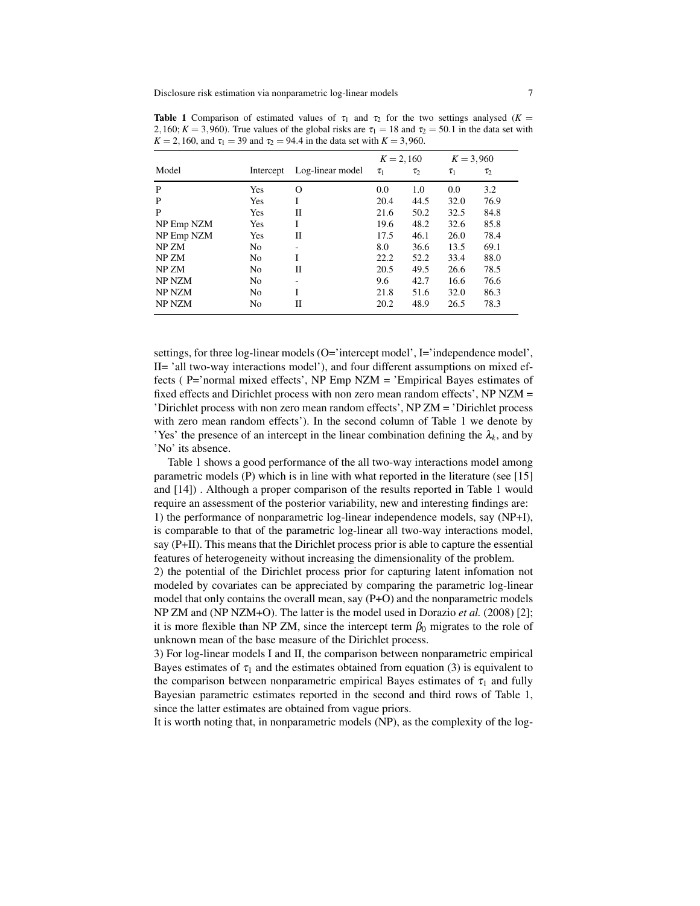**Table 1** Comparison of estimated values of $\tau_1$ and $\tau_2$ for the two settings analysed ($K = 2,160$; $K = 3,960$). True values of the global risks are $\tau_1 = 18$ and $\tau_2 = 50.1$ in the data set with $K = 2,160$, and $\tau_1 = 39$ and $\tau_2 = 94.4$ in the data set with $K = 3,960$.

| Model | Intercept | Log-linear model | $K = 2,160$ | | $K = 3,960$ | |
|---|---|---|---|---|---|---|
| | | | $\tau_1$ | $\tau_2$ | $\tau_1$ | $\tau_2$ |
| P | Yes | O | 0.0 | 1.0 | 0.0 | 3.2 |
| P | Yes | I | 20.4 | 44.5 | 32.0 | 76.9 |
| P | Yes | II | 21.6 | 50.2 | 32.5 | 84.8 |
| NP Emp NZM | Yes | I | 19.6 | 48.2 | 32.6 | 85.8 |
| NP Emp NZM | Yes | II | 17.5 | 46.1 | 26.0 | 78.4 |
| NP ZM | No | - | 8.0 | 36.6 | 13.5 | 69.1 |
| NP ZM | No | I | 22.2 | 52.2 | 33.4 | 88.0 |
| NP ZM | No | II | 20.5 | 49.5 | 26.6 | 78.5 |
| NP NZM | No | - | 9.6 | 42.7 | 16.6 | 76.6 |
| NP NZM | No | I | 21.8 | 51.6 | 32.0 | 86.3 |
| NP NZM | No | II | 20.2 | 48.9 | 26.5 | 78.3 |

settings, for three log-linear models (O='intercept model', I='independence model', II= 'all two-way interactions model'), and four different assumptions on mixed effects ( P='normal mixed effects', NP Emp NZM = 'Empirical Bayes estimates of fixed effects and Dirichlet process with non zero mean random effects', NP NZM = 'Dirichlet process with non zero mean random effects', NP ZM = 'Dirichlet process with zero mean random effects'). In the second column of Table 1 we denote by 'Yes' the presence of an intercept in the linear combination defining the $\lambda_k$, and by 'No' its absence.

Table 1 shows a good performance of the all two-way interactions model among parametric models (P) which is in line with what reported in the literature (see [15] and [14]) . Although a proper comparison of the results reported in Table 1 would require an assessment of the posterior variability, new and interesting findings are:
1) the performance of nonparametric log-linear independence models, say (NP+I), is comparable to that of the parametric log-linear all two-way interactions model, say (P+II). This means that the Dirichlet process prior is able to capture the essential features of heterogeneity without increasing the dimensionality of the problem.
2) the potential of the Dirichlet process prior for capturing latent infomation not modeled by covariates can be appreciated by comparing the parametric log-linear model that only contains the overall mean, say (P+O) and the nonparametric models NP ZM and (NP NZM+O). The latter is the model used in Dorazio *et al.* (2008) [2]; it is more flexible than NP ZM, since the intercept term $\beta_0$ migrates to the role of unknown mean of the base measure of the Dirichlet process.
3) For log-linear models I and II, the comparison between nonparametric empirical Bayes estimates of $\tau_1$ and the estimates obtained from equation (3) is equivalent to the comparison between nonparametric empirical Bayes estimates of $\tau_1$ and fully Bayesian parametric estimates reported in the second and third rows of Table 1, since the latter estimates are obtained from vague priors.
It is worth noting that, in nonparametric models (NP), as the complexity of the log-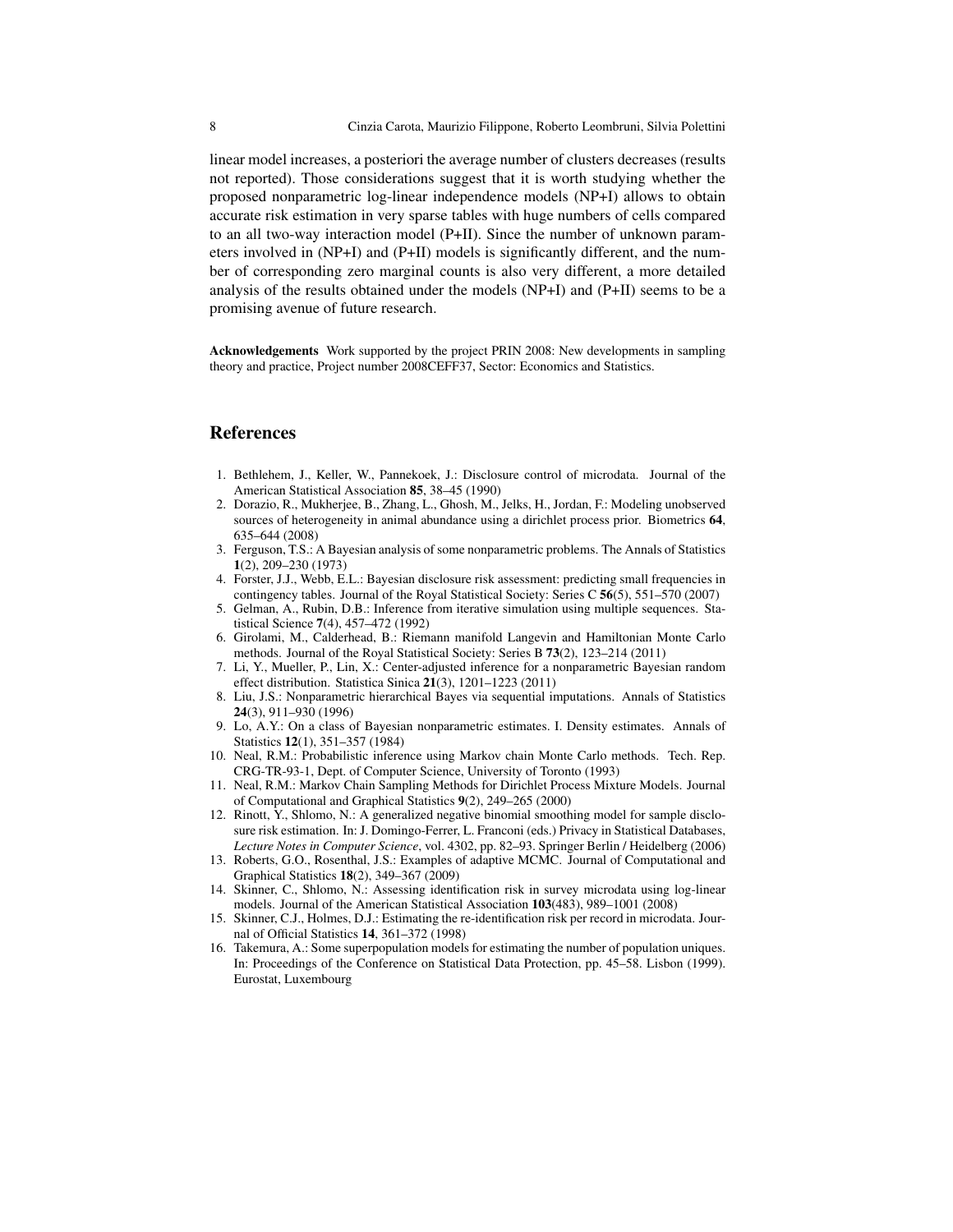linear model increases, a posteriori the average number of clusters decreases (results not reported). Those considerations suggest that it is worth studying whether the proposed nonparametric log-linear independence models (NP+I) allows to obtain accurate risk estimation in very sparse tables with huge numbers of cells compared to an all two-way interaction model (P+II). Since the number of unknown parameters involved in (NP+I) and (P+II) models is significantly different, and the number of corresponding zero marginal counts is also very different, a more detailed analysis of the results obtained under the models (NP+I) and (P+II) seems to be a promising avenue of future research.

**Acknowledgements** Work supported by the project PRIN 2008: New developments in sampling theory and practice, Project number 2008CEFF37, Sector: Economics and Statistics.

## References

1. Bethlehem, J., Keller, W., Pannekoek, J.: Disclosure control of microdata. Journal of the American Statistical Association **85**, 38–45 (1990)
2. Dorazio, R., Mukherjee, B., Zhang, L., Ghosh, M., Jelks, H., Jordan, F.: Modeling unobserved sources of heterogeneity in animal abundance using a dirichlet process prior. Biometrics **64**, 635–644 (2008)
3. Ferguson, T.S.: A Bayesian analysis of some nonparametric problems. The Annals of Statistics **1**(2), 209–230 (1973)
4. Forster, J.J., Webb, E.L.: Bayesian disclosure risk assessment: predicting small frequencies in contingency tables. Journal of the Royal Statistical Society: Series C **56**(5), 551–570 (2007)
5. Gelman, A., Rubin, D.B.: Inference from iterative simulation using multiple sequences. Statistical Science **7**(4), 457–472 (1992)
6. Girolami, M., Calderhead, B.: Riemann manifold Langevin and Hamiltonian Monte Carlo methods. Journal of the Royal Statistical Society: Series B **73**(2), 123–214 (2011)
7. Li, Y., Mueller, P., Lin, X.: Center-adjusted inference for a nonparametric Bayesian random effect distribution. Statistica Sinica **21**(3), 1201–1223 (2011)
8. Liu, J.S.: Nonparametric hierarchical Bayes via sequential imputations. Annals of Statistics **24**(3), 911–930 (1996)
9. Lo, A.Y.: On a class of Bayesian nonparametric estimates. I. Density estimates. Annals of Statistics **12**(1), 351–357 (1984)
10. Neal, R.M.: Probabilistic inference using Markov chain Monte Carlo methods. Tech. Rep. CRG-TR-93-1, Dept. of Computer Science, University of Toronto (1993)
11. Neal, R.M.: Markov Chain Sampling Methods for Dirichlet Process Mixture Models. Journal of Computational and Graphical Statistics **9**(2), 249–265 (2000)
12. Rinott, Y., Shlomo, N.: A generalized negative binomial smoothing model for sample disclosure risk estimation. In: J. Domingo-Ferrer, L. Franconi (eds.) Privacy in Statistical Databases, *Lecture Notes in Computer Science*, vol. 4302, pp. 82–93. Springer Berlin / Heidelberg (2006)
13. Roberts, G.O., Rosenthal, J.S.: Examples of adaptive MCMC. Journal of Computational and Graphical Statistics **18**(2), 349–367 (2009)
14. Skinner, C., Shlomo, N.: Assessing identification risk in survey microdata using log-linear models. Journal of the American Statistical Association **103**(483), 989–1001 (2008)
15. Skinner, C.J., Holmes, D.J.: Estimating the re-identification risk per record in microdata. Journal of Official Statistics **14**, 361–372 (1998)
16. Takemura, A.: Some superpopulation models for estimating the number of population uniques. In: Proceedings of the Conference on Statistical Data Protection, pp. 45–58. Lisbon (1999). Eurostat, Luxembourg